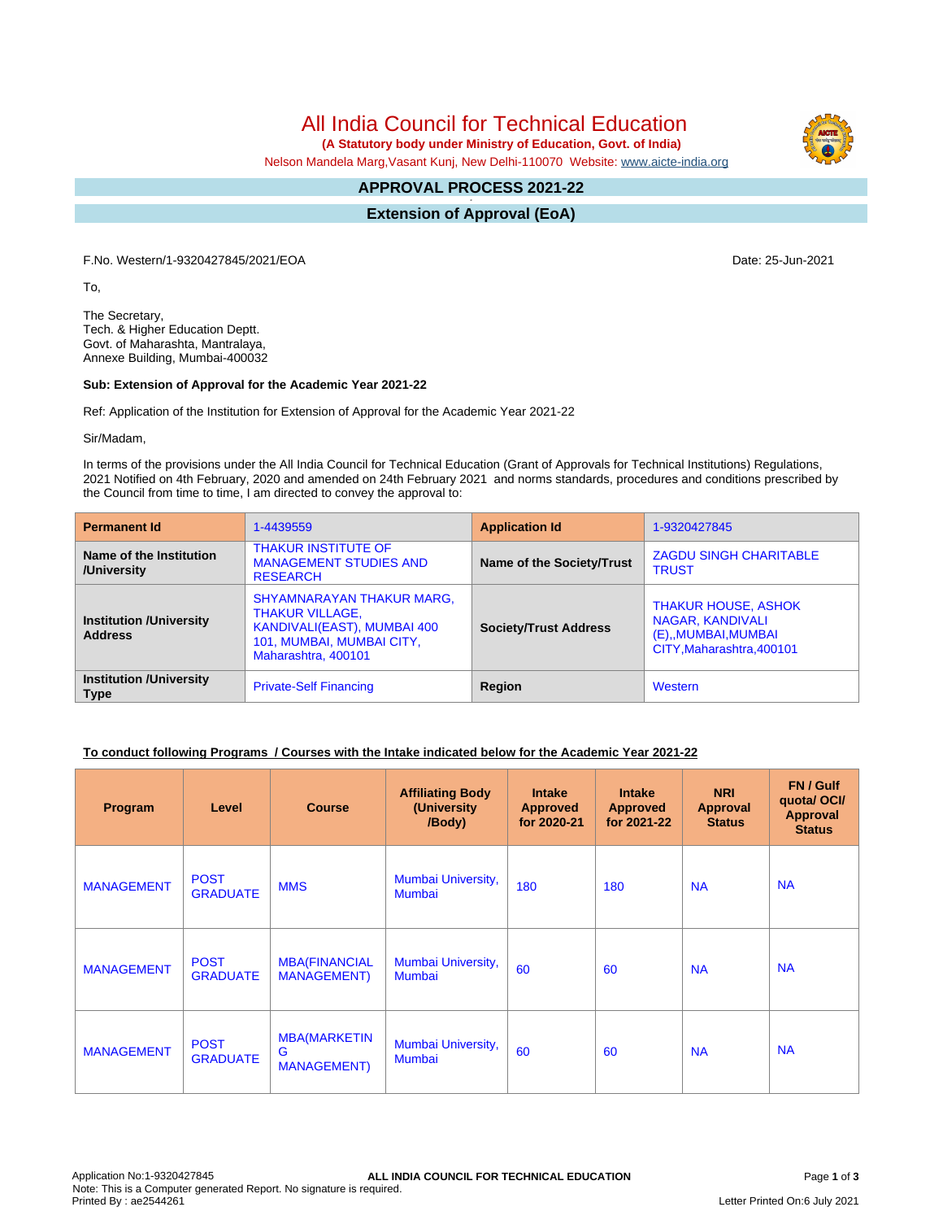# All India Council for Technical Education

**(A Statutory body under Ministry of Education, Govt. of India)**

Nelson Mandela Marg,Vasant Kunj, New Delhi-110070 Website: www.aicte-india.org

## APPROVAL PROCESS 2021-22

## Extension of Approval (EoA)

F.No. Western/1-9320427845/2021/EOA

Date: 25-Jun-2021

To,

The Secretary,
Tech. & Higher Education Deptt.
Govt. of Maharashta, Mantralaya,
Annexe Building, Mumbai-400032

**Sub: Extension of Approval for the Academic Year 2021-22**

Ref: Application of the Institution for Extension of Approval for the Academic Year 2021-22

Sir/Madam,

In terms of the provisions under the All India Council for Technical Education (Grant of Approvals for Technical Institutions) Regulations, 2021 Notified on 4th February, 2020 and amended on 24th February 2021 and norms standards, procedures and conditions prescribed by the Council from time to time, I am directed to convey the approval to:

| **Permanent Id** | 1-4439559 | **Application Id** | 1-9320427845 |
|---|---|---|---|
| **Name of the Institution /University** | THAKUR INSTITUTE OF MANAGEMENT STUDIES AND RESEARCH | **Name of the Society/Trust** | ZAGDU SINGH CHARITABLE TRUST |
| **Institution /University Address** | SHYAMNARAYAN THAKUR MARG, THAKUR VILLAGE, KANDIVALI(EAST), MUMBAI 400 101, MUMBAI, MUMBAI CITY, Maharashtra, 400101 | **Society/Trust Address** | THAKUR HOUSE, ASHOK NAGAR, KANDIVALI (E),,MUMBAI,MUMBAI CITY,Maharashtra,400101 |
| **Institution /University Type** | Private-Self Financing | **Region** | Western |

**To conduct following Programs / Courses with the Intake indicated below for the Academic Year 2021-22**

| Program | Level | Course | Affiliating Body (University /Body) | Intake Approved for 2020-21 | Intake Approved for 2021-22 | NRI Approval Status | FN / Gulf quota/ OCI/ Approval Status |
|---|---|---|---|---|---|---|---|
| MANAGEMENT | POST GRADUATE | MMS | Mumbai University, Mumbai | 180 | 180 | NA | NA |
| MANAGEMENT | POST GRADUATE | MBA(FINANCIAL MANAGEMENT) | Mumbai University, Mumbai | 60 | 60 | NA | NA |
| MANAGEMENT | POST GRADUATE | MBA(MARKETING MANAGEMENT) | Mumbai University, Mumbai | 60 | 60 | NA | NA |

Application No:1-9320427845
Note: This is a Computer generated Report. No signature is required.
Printed By : ae2544261

Letter Printed On:6 July 2021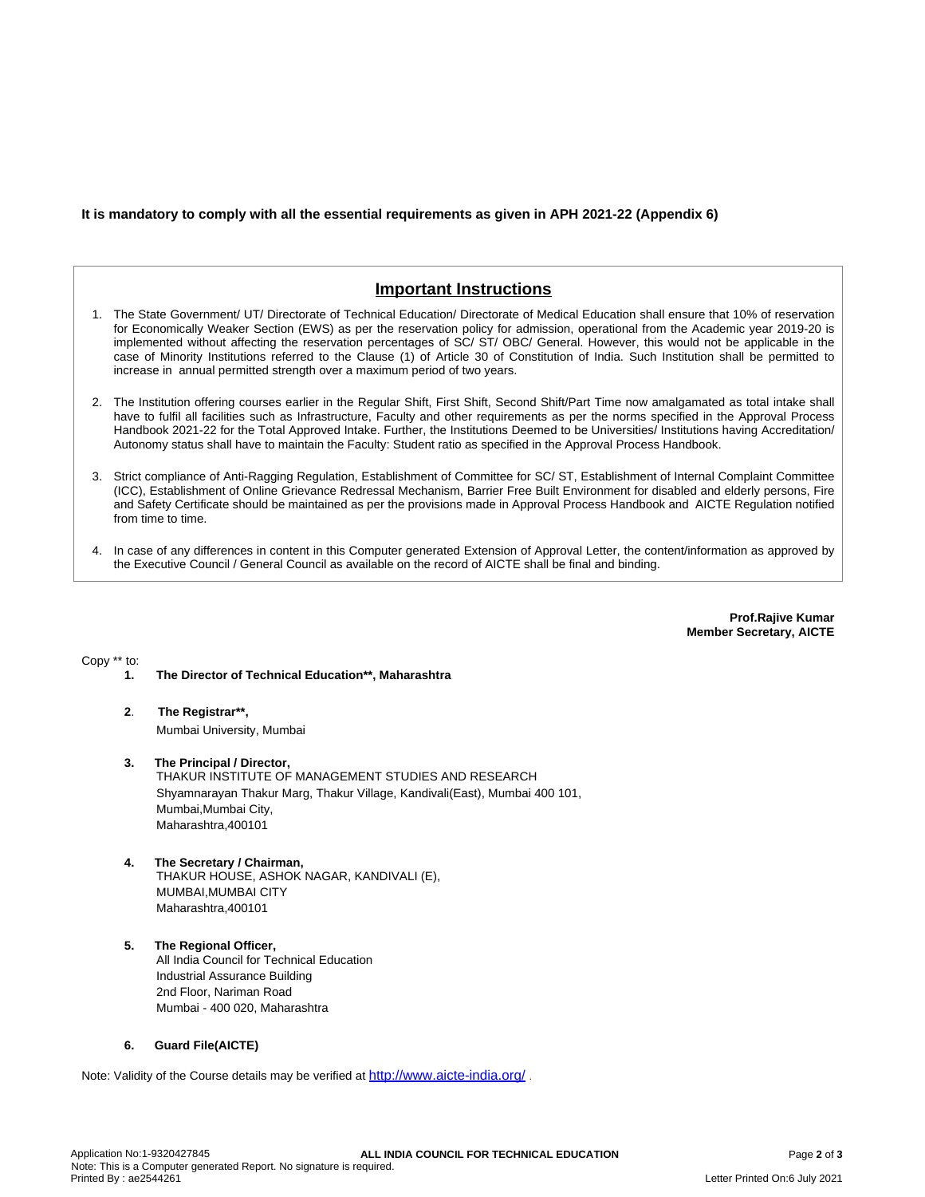**It is mandatory to comply with all the essential requirements as given in APH 2021-22 (Appendix 6)**

## Important Instructions

1. The State Government/ UT/ Directorate of Technical Education/ Directorate of Medical Education shall ensure that 10% of reservation for Economically Weaker Section (EWS) as per the reservation policy for admission, operational from the Academic year 2019-20 is implemented without affecting the reservation percentages of SC/ ST/ OBC/ General. However, this would not be applicable in the case of Minority Institutions referred to the Clause (1) of Article 30 of Constitution of India. Such Institution shall be permitted to increase in annual permitted strength over a maximum period of two years.

2. The Institution offering courses earlier in the Regular Shift, First Shift, Second Shift/Part Time now amalgamated as total intake shall have to fulfil all facilities such as Infrastructure, Faculty and other requirements as per the norms specified in the Approval Process Handbook 2021-22 for the Total Approved Intake. Further, the Institutions Deemed to be Universities/ Institutions having Accreditation/ Autonomy status shall have to maintain the Faculty: Student ratio as specified in the Approval Process Handbook.

3. Strict compliance of Anti-Ragging Regulation, Establishment of Committee for SC/ ST, Establishment of Internal Complaint Committee (ICC), Establishment of Online Grievance Redressal Mechanism, Barrier Free Built Environment for disabled and elderly persons, Fire and Safety Certificate should be maintained as per the provisions made in Approval Process Handbook and AICTE Regulation notified from time to time.

4. In case of any differences in content in this Computer generated Extension of Approval Letter, the content/information as approved by the Executive Council / General Council as available on the record of AICTE shall be final and binding.

**Prof.Rajive Kumar**
**Member Secretary, AICTE**

Copy ** to:

1. **The Director of Technical Education**, Maharashtra**

2. **The Registrar**,**
   Mumbai University, Mumbai

3. **The Principal / Director,**
   THAKUR INSTITUTE OF MANAGEMENT STUDIES AND RESEARCH
   Shyamnarayan Thakur Marg, Thakur Village, Kandivali(East), Mumbai 400 101,
   Mumbai,Mumbai City,
   Maharashtra,400101

4. **The Secretary / Chairman,**
   THAKUR HOUSE, ASHOK NAGAR, KANDIVALI (E),
   MUMBAI,MUMBAI CITY
   Maharashtra,400101

5. **The Regional Officer,**
   All India Council for Technical Education
   Industrial Assurance Building
   2nd Floor, Nariman Road
   Mumbai - 400 020, Maharashtra

6. **Guard File(AICTE)**

Note: Validity of the Course details may be verified at http://www.aicte-india.org/ .

Application No:1-9320427845
Note: This is a Computer generated Report. No signature is required.
Printed By : ae2544261
Letter Printed On:6 July 2021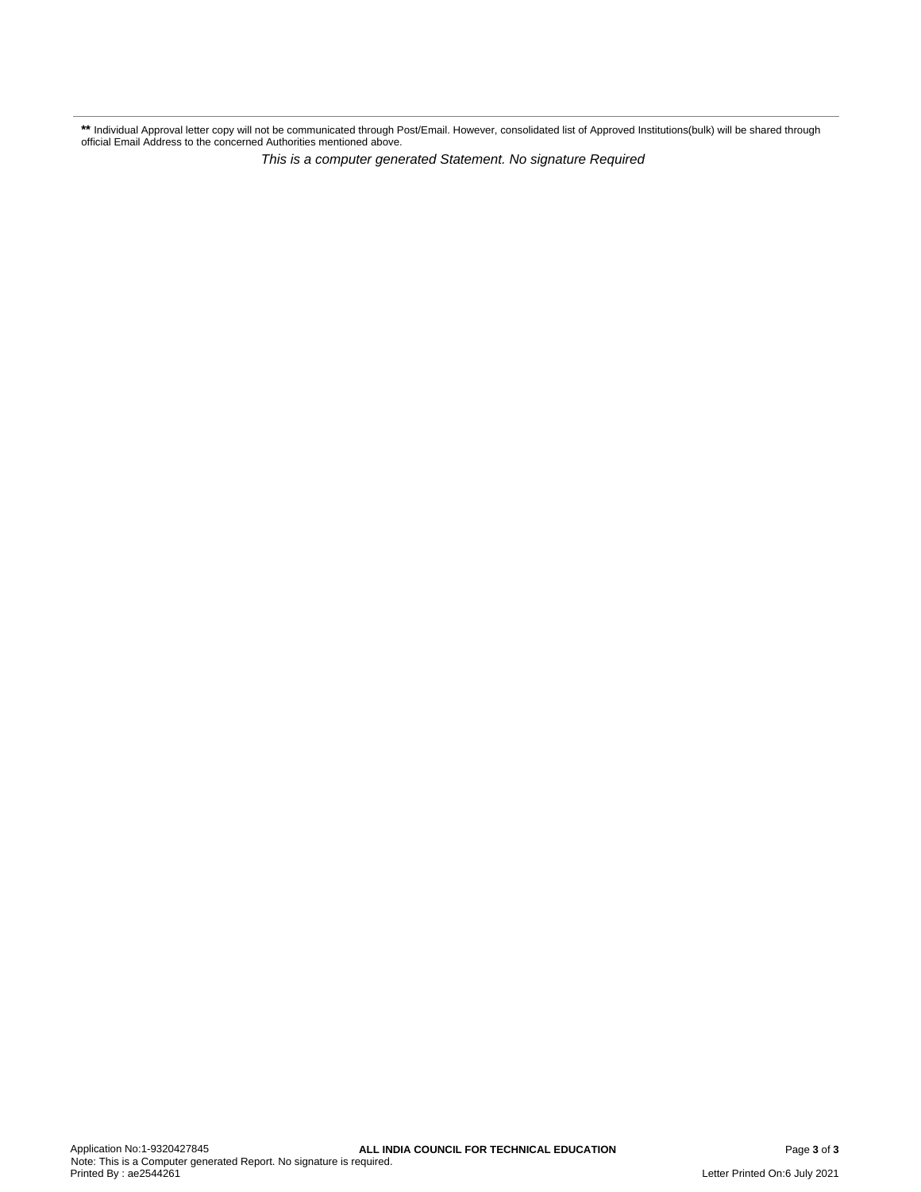---

** Individual Approval letter copy will not be communicated through Post/Email. However, consolidated list of Approved Institutions(bulk) will be shared through official Email Address to the concerned Authorities mentioned above.

*This is a computer generated Statement. No signature Required*